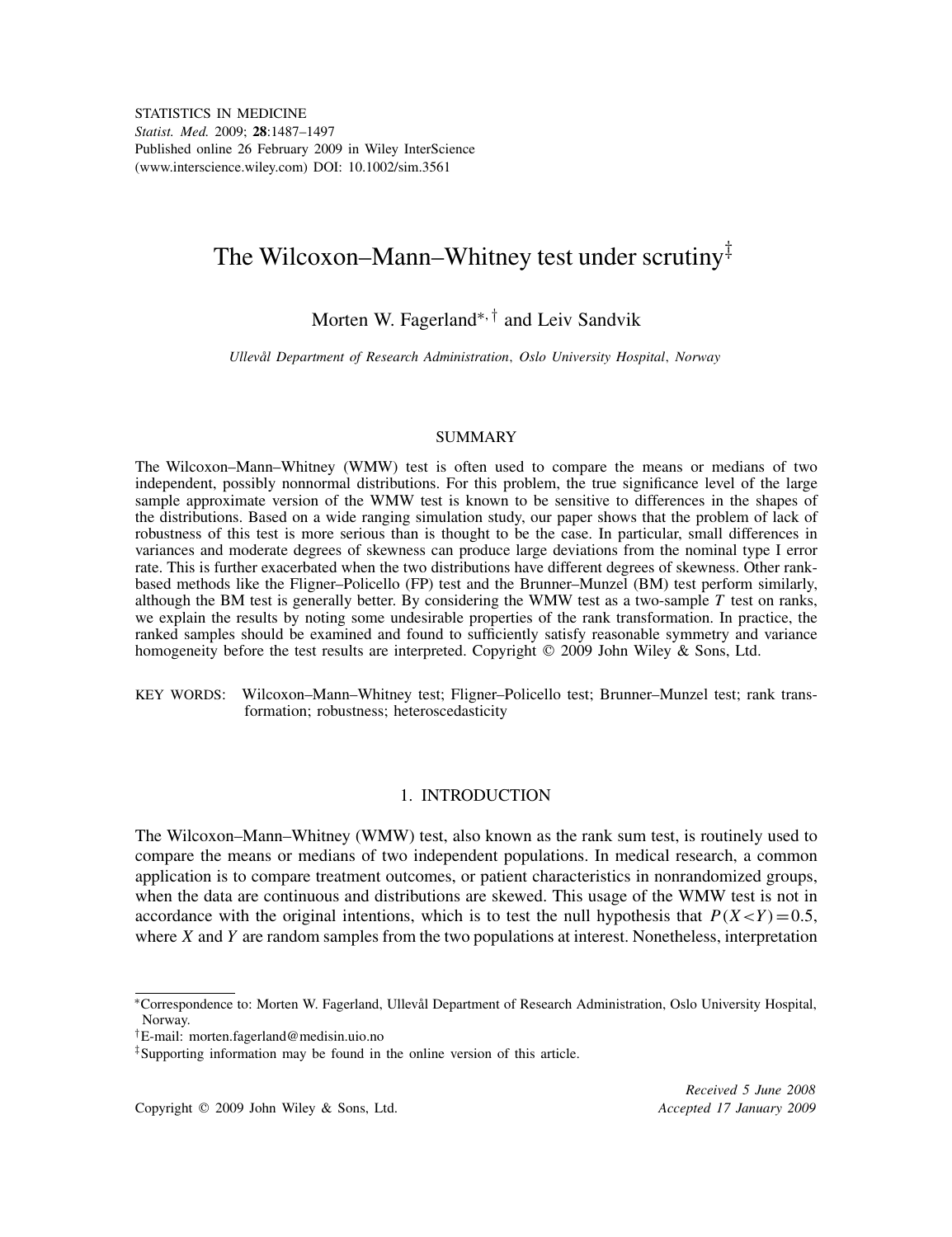# The Wilcoxon–Mann–Whitney test under scrutiny[‡]

Morten W. Fagerland[*,†] and Leiv Sandvik

*Ullevål Department of Research Administration, Oslo University Hospital, Norway*

## SUMMARY

The Wilcoxon–Mann–Whitney (WMW) test is often used to compare the means or medians of two independent, possibly nonnormal distributions. For this problem, the true significance level of the large sample approximate version of the WMW test is known to be sensitive to differences in the shapes of the distributions. Based on a wide ranging simulation study, our paper shows that the problem of lack of robustness of this test is more serious than is thought to be the case. In particular, small differences in variances and moderate degrees of skewness can produce large deviations from the nominal type I error rate. This is further exacerbated when the two distributions have different degrees of skewness. Other rank-based methods like the Fligner–Policello (FP) test and the Brunner–Munzel (BM) test perform similarly, although the BM test is generally better. By considering the WMW test as a two-sample $T$ test on ranks, we explain the results by noting some undesirable properties of the rank transformation. In practice, the ranked samples should be examined and found to sufficiently satisfy reasonable symmetry and variance homogeneity before the test results are interpreted. Copyright © 2009 John Wiley & Sons, Ltd.

KEY WORDS: Wilcoxon–Mann–Whitney test; Fligner–Policello test; Brunner–Munzel test; rank transformation; robustness; heteroscedasticity

## 1. INTRODUCTION

The Wilcoxon–Mann–Whitney (WMW) test, also known as the rank sum test, is routinely used to compare the means or medians of two independent populations. In medical research, a common application is to compare treatment outcomes, or patient characteristics in nonrandomized groups, when the data are continuous and distributions are skewed. This usage of the WMW test is not in accordance with the original intentions, which is to test the null hypothesis that $P(X<Y)=0.5$, where $X$ and $Y$ are random samples from the two populations at interest. Nonetheless, interpretation

---

[*] Correspondence to: Morten W. Fagerland, Ullevål Department of Research Administration, Oslo University Hospital, Norway.

[†] E-mail: morten.fagerland@medisin.uio.no

[‡] Supporting information may be found in the online version of this article.

Copyright © 2009 John Wiley & Sons, Ltd.

*Received 5 June 2008*
*Accepted 17 January 2009*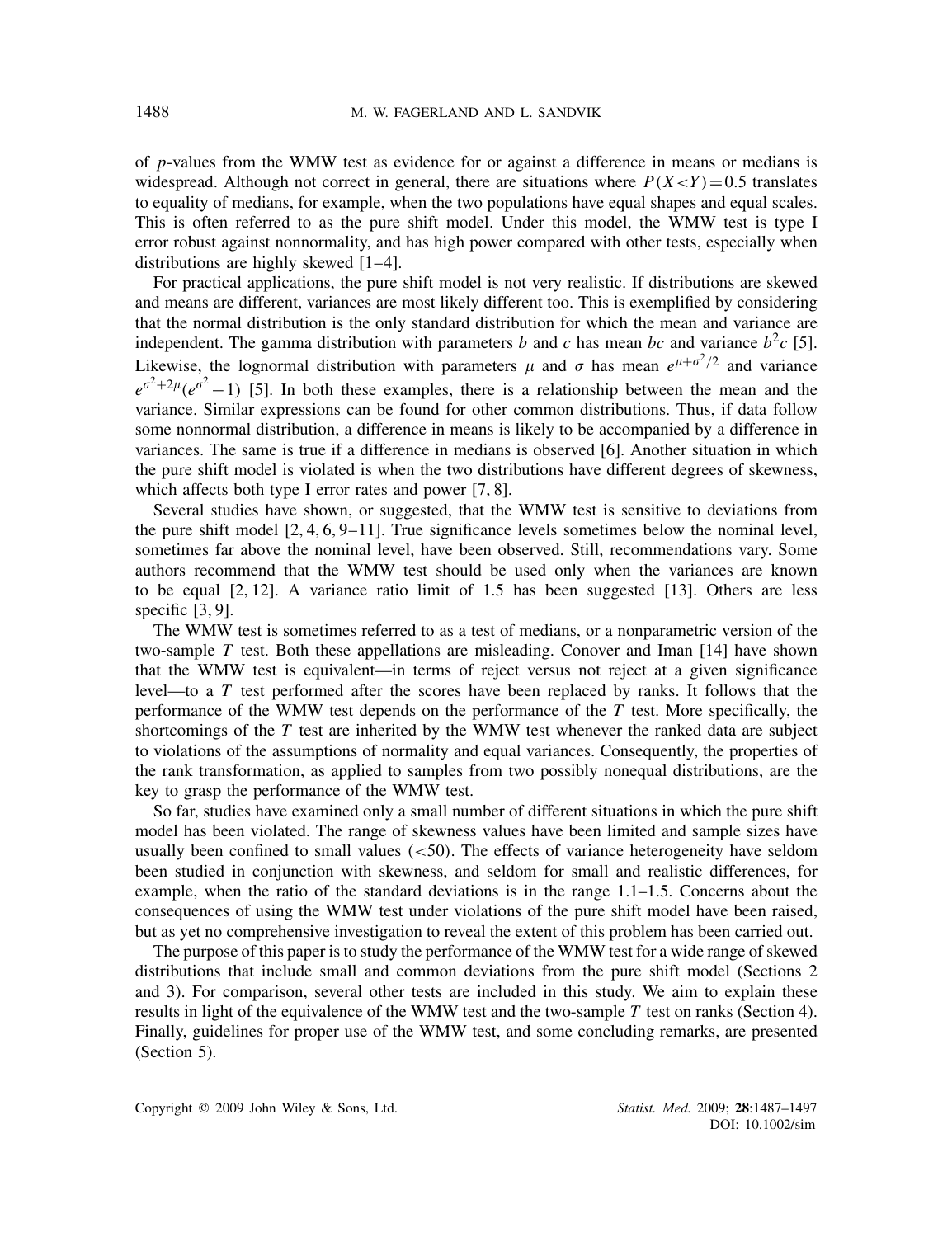of $p$-values from the WMW test as evidence for or against a difference in means or medians is widespread. Although not correct in general, there are situations where $P(X<Y)=0.5$ translates to equality of medians, for example, when the two populations have equal shapes and equal scales. This is often referred to as the pure shift model. Under this model, the WMW test is type I error robust against nonnormality, and has high power compared with other tests, especially when distributions are highly skewed [1–4].

For practical applications, the pure shift model is not very realistic. If distributions are skewed and means are different, variances are most likely different too. This is exemplified by considering that the normal distribution is the only standard distribution for which the mean and variance are independent. The gamma distribution with parameters $b$ and $c$ has mean $bc$ and variance $b^2c$ [5]. Likewise, the lognormal distribution with parameters $\mu$ and $\sigma$ has mean $e^{\mu+\sigma^2/2}$ and variance $e^{\sigma^2+2\mu}(e^{\sigma^2}-1)$ [5]. In both these examples, there is a relationship between the mean and the variance. Similar expressions can be found for other common distributions. Thus, if data follow some nonnormal distribution, a difference in means is likely to be accompanied by a difference in variances. The same is true if a difference in medians is observed [6]. Another situation in which the pure shift model is violated is when the two distributions have different degrees of skewness, which affects both type I error rates and power [7, 8].

Several studies have shown, or suggested, that the WMW test is sensitive to deviations from the pure shift model [2, 4, 6, 9–11]. True significance levels sometimes below the nominal level, sometimes far above the nominal level, have been observed. Still, recommendations vary. Some authors recommend that the WMW test should be used only when the variances are known to be equal [2, 12]. A variance ratio limit of 1.5 has been suggested [13]. Others are less specific [3, 9].

The WMW test is sometimes referred to as a test of medians, or a nonparametric version of the two-sample $T$ test. Both these appellations are misleading. Conover and Iman [14] have shown that the WMW test is equivalent—in terms of reject versus not reject at a given significance level—to a $T$ test performed after the scores have been replaced by ranks. It follows that the performance of the WMW test depends on the performance of the $T$ test. More specifically, the shortcomings of the $T$ test are inherited by the WMW test whenever the ranked data are subject to violations of the assumptions of normality and equal variances. Consequently, the properties of the rank transformation, as applied to samples from two possibly nonequal distributions, are the key to grasp the performance of the WMW test.

So far, studies have examined only a small number of different situations in which the pure shift model has been violated. The range of skewness values have been limited and sample sizes have usually been confined to small values ($<50$). The effects of variance heterogeneity have seldom been studied in conjunction with skewness, and seldom for small and realistic differences, for example, when the ratio of the standard deviations is in the range 1.1–1.5. Concerns about the consequences of using the WMW test under violations of the pure shift model have been raised, but as yet no comprehensive investigation to reveal the extent of this problem has been carried out.

The purpose of this paper is to study the performance of the WMW test for a wide range of skewed distributions that include small and common deviations from the pure shift model (Sections 2 and 3). For comparison, several other tests are included in this study. We aim to explain these results in light of the equivalence of the WMW test and the two-sample $T$ test on ranks (Section 4). Finally, guidelines for proper use of the WMW test, and some concluding remarks, are presented (Section 5).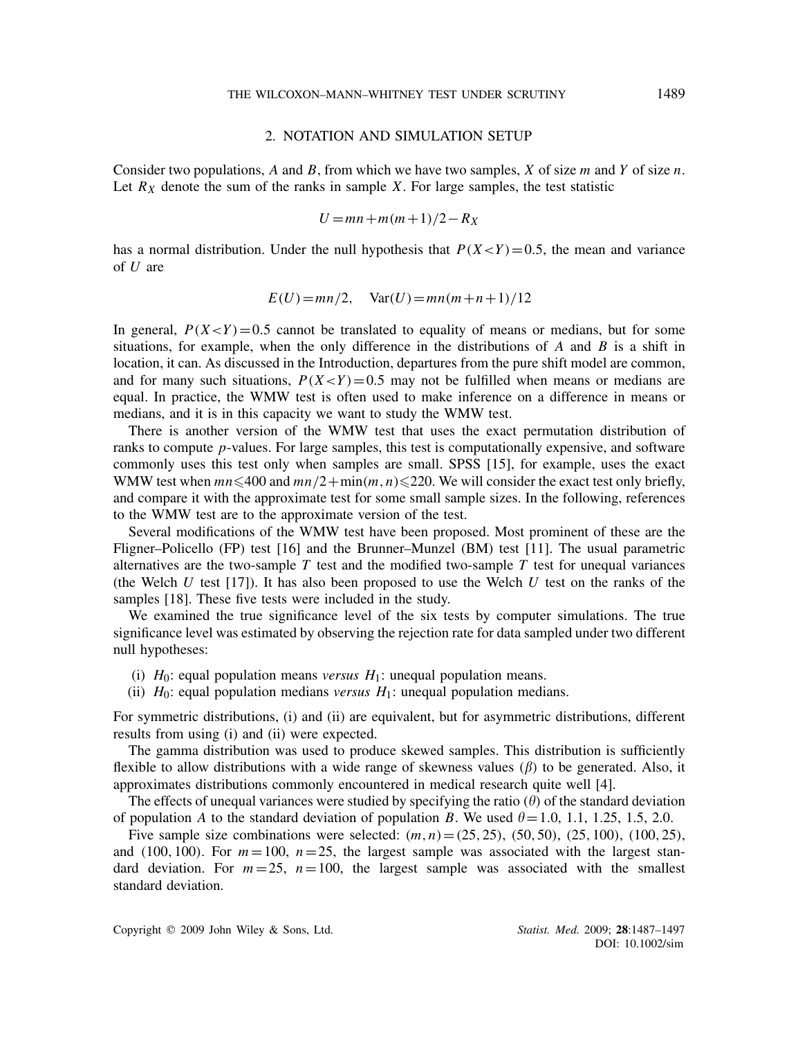## 2. NOTATION AND SIMULATION SETUP

Consider two populations, $A$ and $B$, from which we have two samples, $X$ of size $m$ and $Y$ of size $n$. Let $R_X$ denote the sum of the ranks in sample $X$. For large samples, the test statistic

$$U = mn + m(m+1)/2 - R_X$$

has a normal distribution. Under the null hypothesis that $P(X<Y)=0.5$, the mean and variance of $U$ are

$$E(U) = mn/2, \quad \mathrm{Var}(U) = mn(m+n+1)/12$$

In general, $P(X<Y)=0.5$ cannot be translated to equality of means or medians, but for some situations, for example, when the only difference in the distributions of $A$ and $B$ is a shift in location, it can. As discussed in the Introduction, departures from the pure shift model are common, and for many such situations, $P(X<Y)=0.5$ may not be fulfilled when means or medians are equal. In practice, the WMW test is often used to make inference on a difference in means or medians, and it is in this capacity we want to study the WMW test.

There is another version of the WMW test that uses the exact permutation distribution of ranks to compute $p$-values. For large samples, this test is computationally expensive, and software commonly uses this test only when samples are small. SPSS [15], for example, uses the exact WMW test when $mn \leqslant 400$ and $mn/2 + \min(m,n) \leqslant 220$. We will consider the exact test only briefly, and compare it with the approximate test for some small sample sizes. In the following, references to the WMW test are to the approximate version of the test.

Several modifications of the WMW test have been proposed. Most prominent of these are the Fligner–Policello (FP) test [16] and the Brunner–Munzel (BM) test [11]. The usual parametric alternatives are the two-sample $T$ test and the modified two-sample $T$ test for unequal variances (the Welch $U$ test [17]). It has also been proposed to use the Welch $U$ test on the ranks of the samples [18]. These five tests were included in the study.

We examined the true significance level of the six tests by computer simulations. The true significance level was estimated by observing the rejection rate for data sampled under two different null hypotheses:

(i) $H_0$: equal population means *versus* $H_1$: unequal population means.
(ii) $H_0$: equal population medians *versus* $H_1$: unequal population medians.

For symmetric distributions, (i) and (ii) are equivalent, but for asymmetric distributions, different results from using (i) and (ii) were expected.

The gamma distribution was used to produce skewed samples. This distribution is sufficiently flexible to allow distributions with a wide range of skewness values ($\beta$) to be generated. Also, it approximates distributions commonly encountered in medical research quite well [4].

The effects of unequal variances were studied by specifying the ratio ($\theta$) of the standard deviation of population $A$ to the standard deviation of population $B$. We used $\theta = 1.0$, 1.1, 1.25, 1.5, 2.0.

Five sample size combinations were selected: $(m,n) = (25,25)$, $(50,50)$, $(25,100)$, $(100,25)$, and $(100,100)$. For $m=100$, $n=25$, the largest sample was associated with the largest standard deviation. For $m=25$, $n=100$, the largest sample was associated with the smallest standard deviation.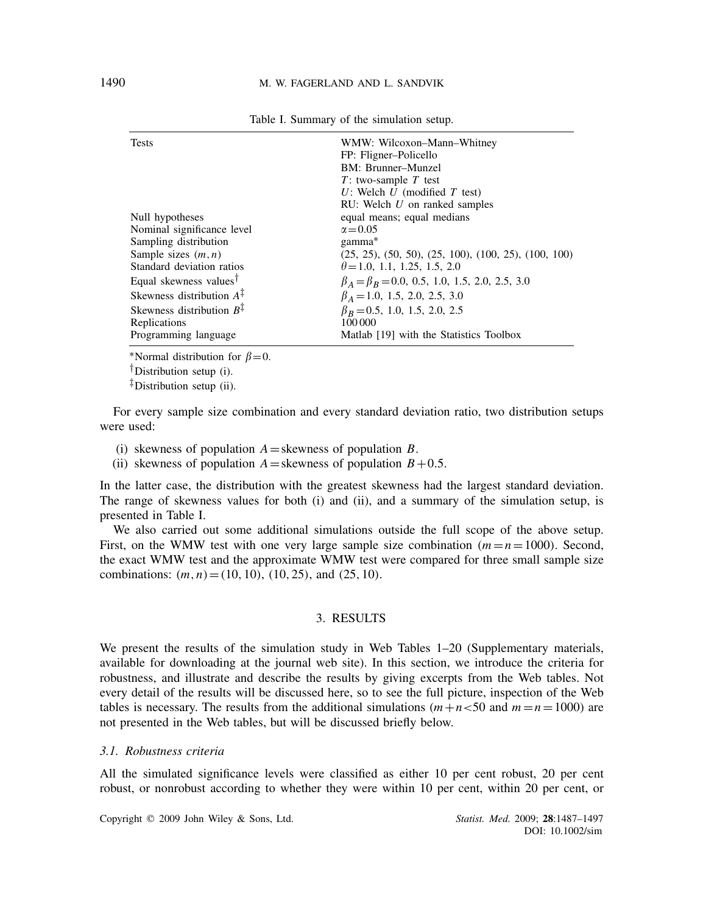Table I. Summary of the simulation setup.

| | |
|---|---|
| Tests | WMW: Wilcoxon–Mann–Whitney<br>FP: Fligner–Policello<br>BM: Brunner–Munzel<br>$T$: two-sample $T$ test<br>$U$: Welch $U$ (modified $T$ test)<br>RU: Welch $U$ on ranked samples |
| Null hypotheses | equal means; equal medians |
| Nominal significance level | $\alpha = 0.05$ |
| Sampling distribution | gamma* |
| Sample sizes $(m, n)$ | (25, 25), (50, 50), (25, 100), (100, 25), (100, 100) |
| Standard deviation ratios | $\theta = 1.0$, 1.1, 1.25, 1.5, 2.0 |
| Equal skewness values† | $\beta_A = \beta_B = 0.0$, 0.5, 1.0, 1.5, 2.0, 2.5, 3.0 |
| Skewness distribution $A$‡ | $\beta_A = 1.0$, 1.5, 2.0, 2.5, 3.0 |
| Skewness distribution $B$‡ | $\beta_B = 0.5$, 1.0, 1.5, 2.0, 2.5 |
| Replications | 100 000 |
| Programming language | Matlab [19] with the Statistics Toolbox |

*Normal distribution for $\beta = 0$.
†Distribution setup (i).
‡Distribution setup (ii).

For every sample size combination and every standard deviation ratio, two distribution setups were used:

(i) skewness of population $A$ = skewness of population $B$.
(ii) skewness of population $A$ = skewness of population $B + 0.5$.

In the latter case, the distribution with the greatest skewness had the largest standard deviation. The range of skewness values for both (i) and (ii), and a summary of the simulation setup, is presented in Table I.

We also carried out some additional simulations outside the full scope of the above setup. First, on the WMW test with one very large sample size combination ($m = n = 1000$). Second, the exact WMW test and the approximate WMW test were compared for three small sample size combinations: $(m, n) = (10, 10)$, $(10, 25)$, and $(25, 10)$.

## 3. RESULTS

We present the results of the simulation study in Web Tables 1–20 (Supplementary materials, available for downloading at the journal web site). In this section, we introduce the criteria for robustness, and illustrate and describe the results by giving excerpts from the Web tables. Not every detail of the results will be discussed here, so to see the full picture, inspection of the Web tables is necessary. The results from the additional simulations ($m + n < 50$ and $m = n = 1000$) are not presented in the Web tables, but will be discussed briefly below.

### 3.1. Robustness criteria

All the simulated significance levels were classified as either 10 per cent robust, 20 per cent robust, or nonrobust according to whether they were within 10 per cent, within 20 per cent, or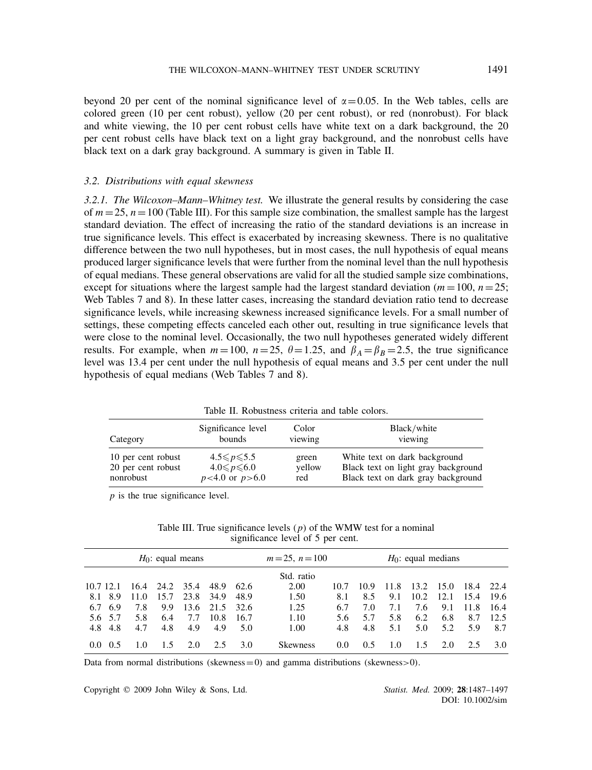beyond 20 per cent of the nominal significance level of $\alpha = 0.05$. In the Web tables, cells are colored green (10 per cent robust), yellow (20 per cent robust), or red (nonrobust). For black and white viewing, the 10 per cent robust cells have white text on a dark background, the 20 per cent robust cells have black text on a light gray background, and the nonrobust cells have black text on a dark gray background. A summary is given in Table II.

### 3.2. Distributions with equal skewness

*3.2.1. The Wilcoxon–Mann–Whitney test.* We illustrate the general results by considering the case of $m = 25$, $n = 100$ (Table III). For this sample size combination, the smallest sample has the largest standard deviation. The effect of increasing the ratio of the standard deviations is an increase in true significance levels. This effect is exacerbated by increasing skewness. There is no qualitative difference between the two null hypotheses, but in most cases, the null hypothesis of equal means produced larger significance levels that were further from the nominal level than the null hypothesis of equal medians. These general observations are valid for all the studied sample size combinations, except for situations where the largest sample had the largest standard deviation ($m = 100$, $n = 25$; Web Tables 7 and 8). In these latter cases, increasing the standard deviation ratio tend to decrease significance levels, while increasing skewness increased significance levels. For a small number of settings, these competing effects canceled each other out, resulting in true significance levels that were close to the nominal level. Occasionally, the two null hypotheses generated widely different results. For example, when $m = 100$, $n = 25$, $\theta = 1.25$, and $\beta_A = \beta_B = 2.5$, the true significance level was 13.4 per cent under the null hypothesis of equal means and 3.5 per cent under the null hypothesis of equal medians (Web Tables 7 and 8).

Table II. Robustness criteria and table colors.

| Category | Significance level bounds | Color viewing | Black/white viewing |
|---|---|---|---|
| 10 per cent robust | $4.5 \leqslant p \leqslant 5.5$ | green | White text on dark background |
| 20 per cent robust | $4.0 \leqslant p \leqslant 6.0$ | yellow | Black text on light gray background |
| nonrobust | $p < 4.0$ or $p > 6.0$ | red | Black text on dark gray background |

$p$ is the true significance level.

Table III. True significance levels ($p$) of the WMW test for a nominal significance level of 5 per cent.

| $H_0$: equal means | | | | | | | $m = 25$, $n = 100$ | $H_0$: equal medians | | | | | | |
|---|---|---|---|---|---|---|---|---|---|---|---|---|---|---|
| | | | | | | | Std. ratio | | | | | | | |
| 10.7 | 12.1 | 16.4 | 24.2 | 35.4 | 48.9 | 62.6 | 2.00 | 10.7 | 10.9 | 11.8 | 13.2 | 15.0 | 18.4 | 22.4 |
| 8.1 | 8.9 | 11.0 | 15.7 | 23.8 | 34.9 | 48.9 | 1.50 | 8.1 | 8.5 | 9.1 | 10.2 | 12.1 | 15.4 | 19.6 |
| 6.7 | 6.9 | 7.8 | 9.9 | 13.6 | 21.5 | 32.6 | 1.25 | 6.7 | 7.0 | 7.1 | 7.6 | 9.1 | 11.8 | 16.4 |
| 5.6 | 5.7 | 5.8 | 6.4 | 7.7 | 10.8 | 16.7 | 1.10 | 5.6 | 5.7 | 5.8 | 6.2 | 6.8 | 8.7 | 12.5 |
| 4.8 | 4.8 | 4.7 | 4.8 | 4.9 | 4.9 | 5.0 | 1.00 | 4.8 | 4.8 | 5.1 | 5.0 | 5.2 | 5.9 | 8.7 |
| 0.0 | 0.5 | 1.0 | 1.5 | 2.0 | 2.5 | 3.0 | Skewness | 0.0 | 0.5 | 1.0 | 1.5 | 2.0 | 2.5 | 3.0 |

Data from normal distributions (skewness = 0) and gamma distributions (skewness > 0).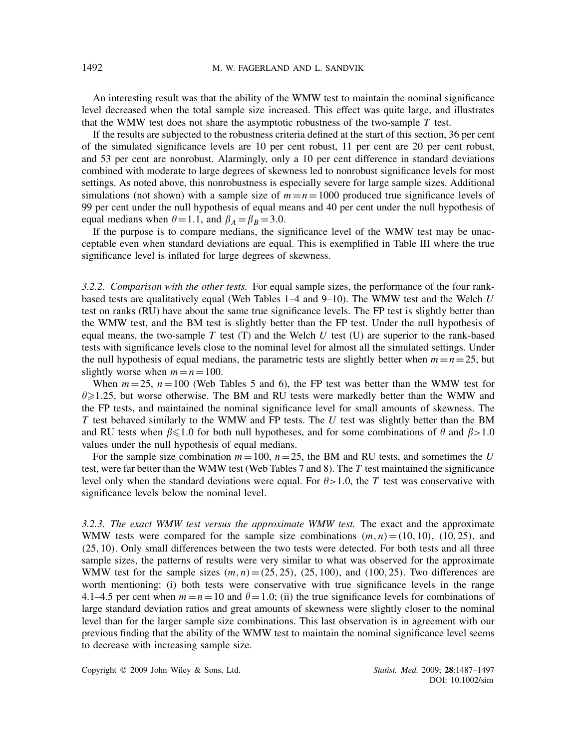An interesting result was that the ability of the WMW test to maintain the nominal significance level decreased when the total sample size increased. This effect was quite large, and illustrates that the WMW test does not share the asymptotic robustness of the two-sample $T$ test.

If the results are subjected to the robustness criteria defined at the start of this section, 36 per cent of the simulated significance levels are 10 per cent robust, 11 per cent are 20 per cent robust, and 53 per cent are nonrobust. Alarmingly, only a 10 per cent difference in standard deviations combined with moderate to large degrees of skewness led to nonrobust significance levels for most settings. As noted above, this nonrobustness is especially severe for large sample sizes. Additional simulations (not shown) with a sample size of $m=n=1000$ produced true significance levels of 99 per cent under the null hypothesis of equal means and 40 per cent under the null hypothesis of equal medians when $\theta=1.1$, and $\beta_A=\beta_B=3.0$.

If the purpose is to compare medians, the significance level of the WMW test may be unacceptable even when standard deviations are equal. This is exemplified in Table III where the true significance level is inflated for large degrees of skewness.

*3.2.2. Comparison with the other tests.* For equal sample sizes, the performance of the four rank-based tests are qualitatively equal (Web Tables 1–4 and 9–10). The WMW test and the Welch $U$ test on ranks (RU) have about the same true significance levels. The FP test is slightly better than the WMW test, and the BM test is slightly better than the FP test. Under the null hypothesis of equal means, the two-sample $T$ test (T) and the Welch $U$ test (U) are superior to the rank-based tests with significance levels close to the nominal level for almost all the simulated settings. Under the null hypothesis of equal medians, the parametric tests are slightly better when $m=n=25$, but slightly worse when $m=n=100$.

When $m=25$, $n=100$ (Web Tables 5 and 6), the FP test was better than the WMW test for $\theta\geqslant 1.25$, but worse otherwise. The BM and RU tests were markedly better than the WMW and the FP tests, and maintained the nominal significance level for small amounts of skewness. The $T$ test behaved similarly to the WMW and FP tests. The $U$ test was slightly better than the BM and RU tests when $\beta\leqslant 1.0$ for both null hypotheses, and for some combinations of $\theta$ and $\beta>1.0$ values under the null hypothesis of equal medians.

For the sample size combination $m=100$, $n=25$, the BM and RU tests, and sometimes the $U$ test, were far better than the WMW test (Web Tables 7 and 8). The $T$ test maintained the significance level only when the standard deviations were equal. For $\theta>1.0$, the $T$ test was conservative with significance levels below the nominal level.

*3.2.3. The exact WMW test versus the approximate WMW test.* The exact and the approximate WMW tests were compared for the sample size combinations $(m,n)=(10,10)$, $(10,25)$, and $(25,10)$. Only small differences between the two tests were detected. For both tests and all three sample sizes, the patterns of results were very similar to what was observed for the approximate WMW test for the sample sizes $(m,n)=(25,25)$, $(25,100)$, and $(100,25)$. Two differences are worth mentioning: (i) both tests were conservative with true significance levels in the range 4.1–4.5 per cent when $m=n=10$ and $\theta=1.0$; (ii) the true significance levels for combinations of large standard deviation ratios and great amounts of skewness were slightly closer to the nominal level than for the larger sample size combinations. This last observation is in agreement with our previous finding that the ability of the WMW test to maintain the nominal significance level seems to decrease with increasing sample size.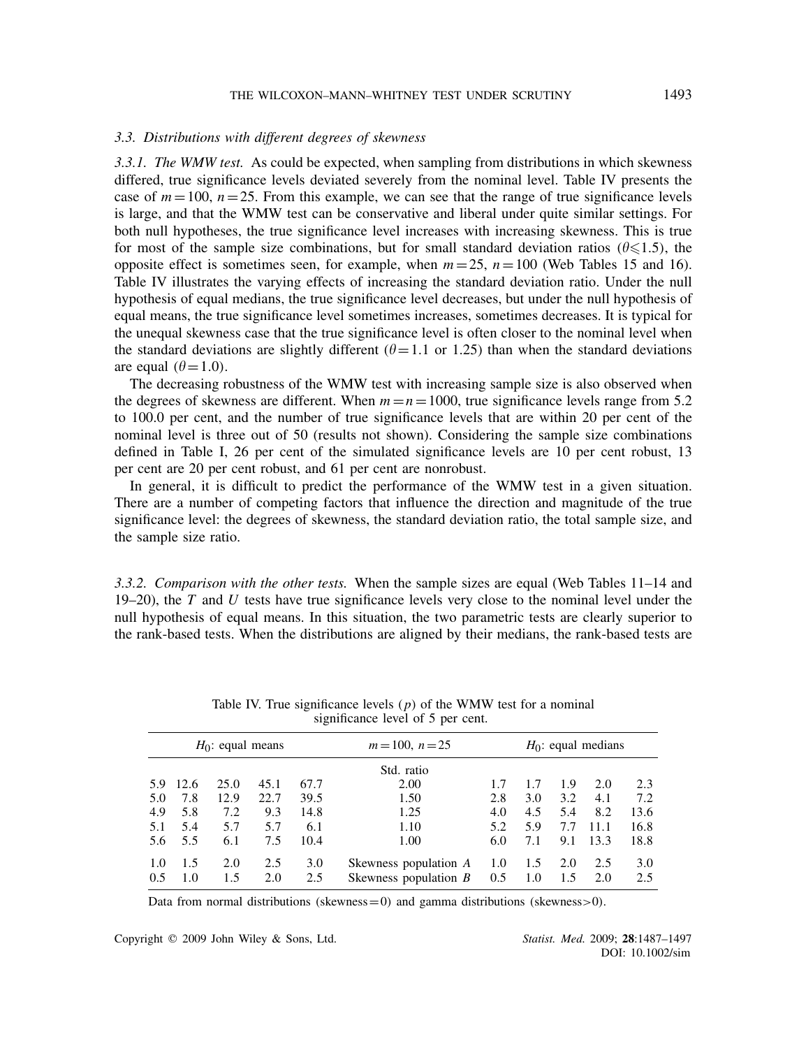### 3.3. Distributions with different degrees of skewness

*3.3.1. The WMW test.* As could be expected, when sampling from distributions in which skewness differed, true significance levels deviated severely from the nominal level. Table IV presents the case of $m=100$, $n=25$. From this example, we can see that the range of true significance levels is large, and that the WMW test can be conservative and liberal under quite similar settings. For both null hypotheses, the true significance level increases with increasing skewness. This is true for most of the sample size combinations, but for small standard deviation ratios ($\theta \leqslant 1.5$), the opposite effect is sometimes seen, for example, when $m=25$, $n=100$ (Web Tables 15 and 16). Table IV illustrates the varying effects of increasing the standard deviation ratio. Under the null hypothesis of equal medians, the true significance level decreases, but under the null hypothesis of equal means, the true significance level sometimes increases, sometimes decreases. It is typical for the unequal skewness case that the true significance level is often closer to the nominal level when the standard deviations are slightly different ($\theta = 1.1$ or 1.25) than when the standard deviations are equal ($\theta = 1.0$).

The decreasing robustness of the WMW test with increasing sample size is also observed when the degrees of skewness are different. When $m=n=1000$, true significance levels range from 5.2 to 100.0 per cent, and the number of true significance levels that are within 20 per cent of the nominal level is three out of 50 (results not shown). Considering the sample size combinations defined in Table I, 26 per cent of the simulated significance levels are 10 per cent robust, 13 per cent are 20 per cent robust, and 61 per cent are nonrobust.

In general, it is difficult to predict the performance of the WMW test in a given situation. There are a number of competing factors that influence the direction and magnitude of the true significance level: the degrees of skewness, the standard deviation ratio, the total sample size, and the sample size ratio.

*3.3.2. Comparison with the other tests.* When the sample sizes are equal (Web Tables 11–14 and 19–20), the $T$ and $U$ tests have true significance levels very close to the nominal level under the null hypothesis of equal means. In this situation, the two parametric tests are clearly superior to the rank-based tests. When the distributions are aligned by their medians, the rank-based tests are

Table IV. True significance levels ($p$) of the WMW test for a nominal significance level of 5 per cent.

| $H_0$: equal means | | | | | $m=100$, $n=25$ | $H_0$: equal medians | | | | |
|---|---|---|---|---|---|---|---|---|---|---|
| | | | | | Std. ratio | | | | | |
| 5.9 | 12.6 | 25.0 | 45.1 | 67.7 | 2.00 | 1.7 | 1.7 | 1.9 | 2.0 | 2.3 |
| 5.0 | 7.8 | 12.9 | 22.7 | 39.5 | 1.50 | 2.8 | 3.0 | 3.2 | 4.1 | 7.2 |
| 4.9 | 5.8 | 7.2 | 9.3 | 14.8 | 1.25 | 4.0 | 4.5 | 5.4 | 8.2 | 13.6 |
| 5.1 | 5.4 | 5.7 | 5.7 | 6.1 | 1.10 | 5.2 | 5.9 | 7.7 | 11.1 | 16.8 |
| 5.6 | 5.5 | 6.1 | 7.5 | 10.4 | 1.00 | 6.0 | 7.1 | 9.1 | 13.3 | 18.8 |
| 1.0 | 1.5 | 2.0 | 2.5 | 3.0 | Skewness population $A$ | 1.0 | 1.5 | 2.0 | 2.5 | 3.0 |
| 0.5 | 1.0 | 1.5 | 2.0 | 2.5 | Skewness population $B$ | 0.5 | 1.0 | 1.5 | 2.0 | 2.5 |

Data from normal distributions (skewness = 0) and gamma distributions (skewness > 0).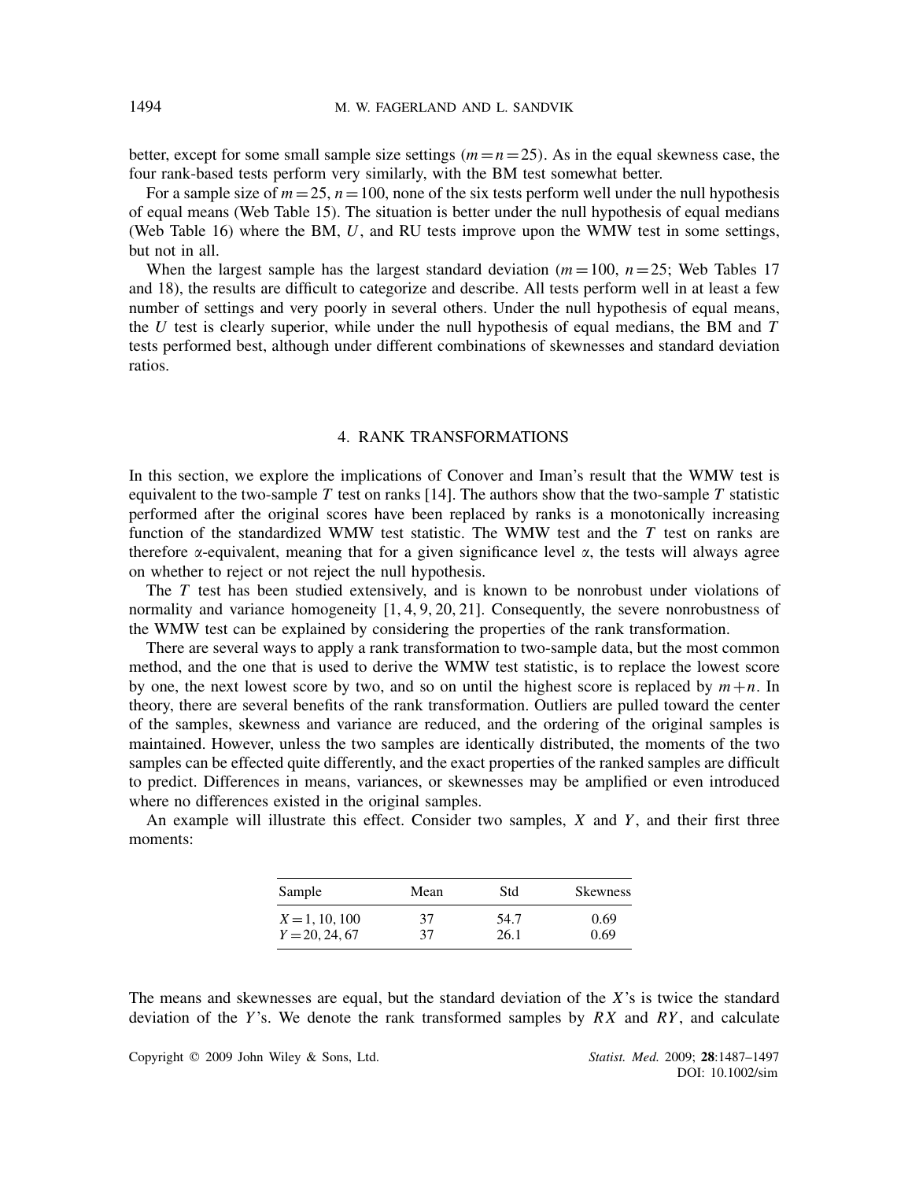better, except for some small sample size settings ($m=n=25$). As in the equal skewness case, the four rank-based tests perform very similarly, with the BM test somewhat better.

For a sample size of $m=25$, $n=100$, none of the six tests perform well under the null hypothesis of equal means (Web Table 15). The situation is better under the null hypothesis of equal medians (Web Table 16) where the BM, $U$, and RU tests improve upon the WMW test in some settings, but not in all.

When the largest sample has the largest standard deviation ($m=100$, $n=25$; Web Tables 17 and 18), the results are difficult to categorize and describe. All tests perform well in at least a few number of settings and very poorly in several others. Under the null hypothesis of equal means, the $U$ test is clearly superior, while under the null hypothesis of equal medians, the BM and $T$ tests performed best, although under different combinations of skewnesses and standard deviation ratios.

## 4. RANK TRANSFORMATIONS

In this section, we explore the implications of Conover and Iman's result that the WMW test is equivalent to the two-sample $T$ test on ranks [14]. The authors show that the two-sample $T$ statistic performed after the original scores have been replaced by ranks is a monotonically increasing function of the standardized WMW test statistic. The WMW test and the $T$ test on ranks are therefore $\alpha$-equivalent, meaning that for a given significance level $\alpha$, the tests will always agree on whether to reject or not reject the null hypothesis.

The $T$ test has been studied extensively, and is known to be nonrobust under violations of normality and variance homogeneity [1, 4, 9, 20, 21]. Consequently, the severe nonrobustness of the WMW test can be explained by considering the properties of the rank transformation.

There are several ways to apply a rank transformation to two-sample data, but the most common method, and the one that is used to derive the WMW test statistic, is to replace the lowest score by one, the next lowest score by two, and so on until the highest score is replaced by $m+n$. In theory, there are several benefits of the rank transformation. Outliers are pulled toward the center of the samples, skewness and variance are reduced, and the ordering of the original samples is maintained. However, unless the two samples are identically distributed, the moments of the two samples can be effected quite differently, and the exact properties of the ranked samples are difficult to predict. Differences in means, variances, or skewnesses may be amplified or even introduced where no differences existed in the original samples.

An example will illustrate this effect. Consider two samples, $X$ and $Y$, and their first three moments:

| Sample | Mean | Std | Skewness |
|---|---|---|---|
| $X=1, 10, 100$ | 37 | 54.7 | 0.69 |
| $Y=20, 24, 67$ | 37 | 26.1 | 0.69 |

The means and skewnesses are equal, but the standard deviation of the $X$'s is twice the standard deviation of the $Y$'s. We denote the rank transformed samples by $RX$ and $RY$, and calculate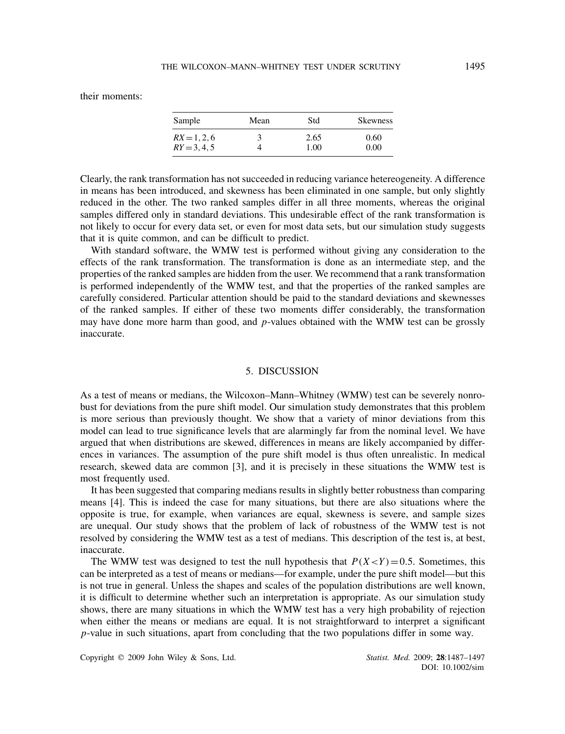their moments:

| Sample | Mean | Std | Skewness |
|---|---|---|---|
| $RX = 1, 2, 6$ | 3 | 2.65 | 0.60 |
| $RY = 3, 4, 5$ | 4 | 1.00 | 0.00 |

Clearly, the rank transformation has not succeeded in reducing variance hetereogeneity. A difference in means has been introduced, and skewness has been eliminated in one sample, but only slightly reduced in the other. The two ranked samples differ in all three moments, whereas the original samples differed only in standard deviations. This undesirable effect of the rank transformation is not likely to occur for every data set, or even for most data sets, but our simulation study suggests that it is quite common, and can be difficult to predict.

With standard software, the WMW test is performed without giving any consideration to the effects of the rank transformation. The transformation is done as an intermediate step, and the properties of the ranked samples are hidden from the user. We recommend that a rank transformation is performed independently of the WMW test, and that the properties of the ranked samples are carefully considered. Particular attention should be paid to the standard deviations and skewnesses of the ranked samples. If either of these two moments differ considerably, the transformation may have done more harm than good, and $p$-values obtained with the WMW test can be grossly inaccurate.

## 5. DISCUSSION

As a test of means or medians, the Wilcoxon–Mann–Whitney (WMW) test can be severely nonrobust for deviations from the pure shift model. Our simulation study demonstrates that this problem is more serious than previously thought. We show that a variety of minor deviations from this model can lead to true significance levels that are alarmingly far from the nominal level. We have argued that when distributions are skewed, differences in means are likely accompanied by differences in variances. The assumption of the pure shift model is thus often unrealistic. In medical research, skewed data are common [3], and it is precisely in these situations the WMW test is most frequently used.

It has been suggested that comparing medians results in slightly better robustness than comparing means [4]. This is indeed the case for many situations, but there are also situations where the opposite is true, for example, when variances are equal, skewness is severe, and sample sizes are unequal. Our study shows that the problem of lack of robustness of the WMW test is not resolved by considering the WMW test as a test of medians. This description of the test is, at best, inaccurate.

The WMW test was designed to test the null hypothesis that $P(X<Y) = 0.5$. Sometimes, this can be interpreted as a test of means or medians—for example, under the pure shift model—but this is not true in general. Unless the shapes and scales of the population distributions are well known, it is difficult to determine whether such an interpretation is appropriate. As our simulation study shows, there are many situations in which the WMW test has a very high probability of rejection when either the means or medians are equal. It is not straightforward to interpret a significant $p$-value in such situations, apart from concluding that the two populations differ in some way.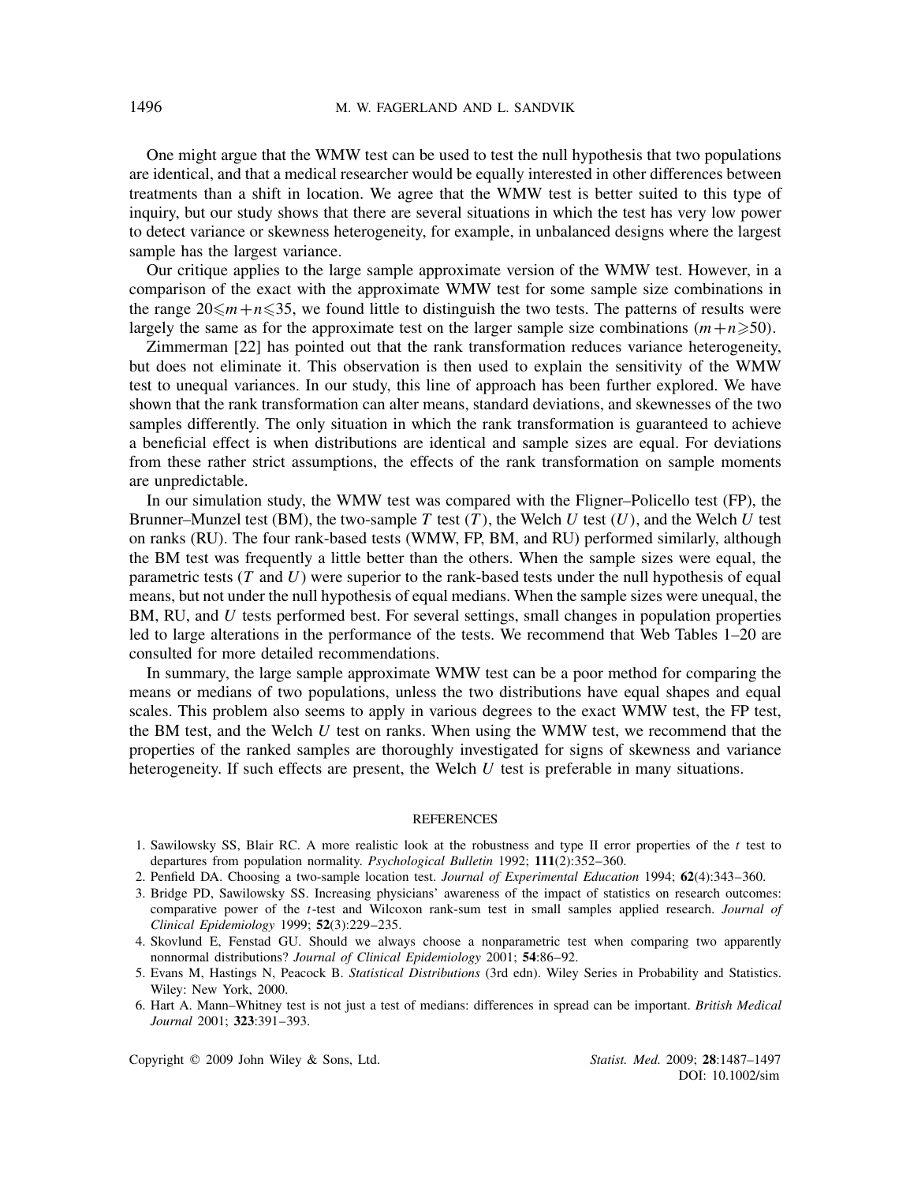One might argue that the WMW test can be used to test the null hypothesis that two populations are identical, and that a medical researcher would be equally interested in other differences between treatments than a shift in location. We agree that the WMW test is better suited to this type of inquiry, but our study shows that there are several situations in which the test has very low power to detect variance or skewness heterogeneity, for example, in unbalanced designs where the largest sample has the largest variance.

Our critique applies to the large sample approximate version of the WMW test. However, in a comparison of the exact with the approximate WMW test for some sample size combinations in the range $20 \leqslant m+n \leqslant 35$, we found little to distinguish the two tests. The patterns of results were largely the same as for the approximate test on the larger sample size combinations ($m+n \geqslant 50$).

Zimmerman [22] has pointed out that the rank transformation reduces variance heterogeneity, but does not eliminate it. This observation is then used to explain the sensitivity of the WMW test to unequal variances. In our study, this line of approach has been further explored. We have shown that the rank transformation can alter means, standard deviations, and skewnesses of the two samples differently. The only situation in which the rank transformation is guaranteed to achieve a beneficial effect is when distributions are identical and sample sizes are equal. For deviations from these rather strict assumptions, the effects of the rank transformation on sample moments are unpredictable.

In our simulation study, the WMW test was compared with the Fligner–Policello test (FP), the Brunner–Munzel test (BM), the two-sample $T$ test ($T$), the Welch $U$ test ($U$), and the Welch $U$ test on ranks (RU). The four rank-based tests (WMW, FP, BM, and RU) performed similarly, although the BM test was frequently a little better than the others. When the sample sizes were equal, the parametric tests ($T$ and $U$) were superior to the rank-based tests under the null hypothesis of equal means, but not under the null hypothesis of equal medians. When the sample sizes were unequal, the BM, RU, and $U$ tests performed best. For several settings, small changes in population properties led to large alterations in the performance of the tests. We recommend that Web Tables 1–20 are consulted for more detailed recommendations.

In summary, the large sample approximate WMW test can be a poor method for comparing the means or medians of two populations, unless the two distributions have equal shapes and equal scales. This problem also seems to apply in various degrees to the exact WMW test, the FP test, the BM test, and the Welch $U$ test on ranks. When using the WMW test, we recommend that the properties of the ranked samples are thoroughly investigated for signs of skewness and variance heterogeneity. If such effects are present, the Welch $U$ test is preferable in many situations.

## REFERENCES

1. Sawilowsky SS, Blair RC. A more realistic look at the robustness and type II error properties of the $t$ test to departures from population normality. *Psychological Bulletin* 1992; **111**(2):352–360.
2. Penfield DA. Choosing a two-sample location test. *Journal of Experimental Education* 1994; **62**(4):343–360.
3. Bridge PD, Sawilowsky SS. Increasing physicians' awareness of the impact of statistics on research outcomes: comparative power of the $t$-test and Wilcoxon rank-sum test in small samples applied research. *Journal of Clinical Epidemiology* 1999; **52**(3):229–235.
4. Skovlund E, Fenstad GU. Should we always choose a nonparametric test when comparing two apparently nonnormal distributions? *Journal of Clinical Epidemiology* 2001; **54**:86–92.
5. Evans M, Hastings N, Peacock B. *Statistical Distributions* (3rd edn). Wiley Series in Probability and Statistics. Wiley: New York, 2000.
6. Hart A. Mann–Whitney test is not just a test of medians: differences in spread can be important. *British Medical Journal* 2001; **323**:391–393.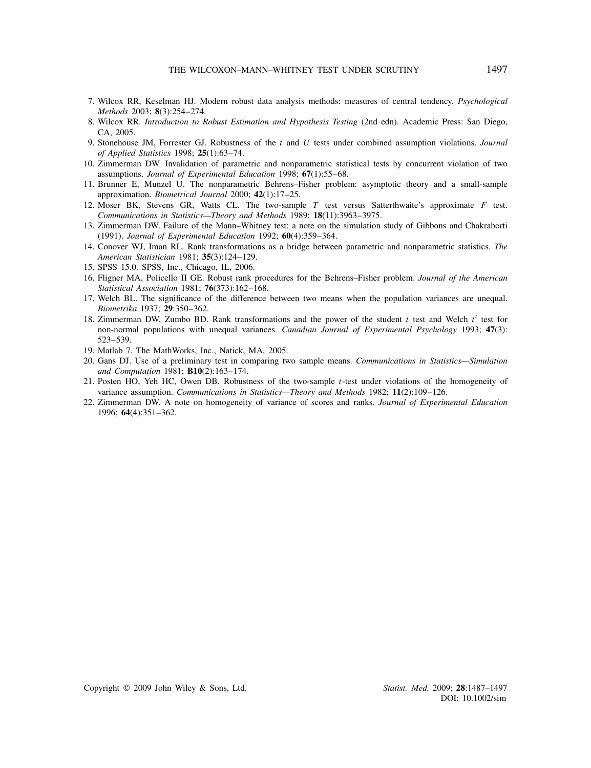7. Wilcox RR, Keselman HJ. Modern robust data analysis methods: measures of central tendency. *Psychological Methods* 2003; **8**(3):254–274.
8. Wilcox RR. *Introduction to Robust Estimation and Hypothesis Testing* (2nd edn). Academic Press: San Diego, CA, 2005.
9. Stonehouse JM, Forrester GJ. Robustness of the $t$ and $U$ tests under combined assumption violations. *Journal of Applied Statistics* 1998; **25**(1):63–74.
10. Zimmerman DW. Invalidation of parametric and nonparametric statistical tests by concurrent violation of two assumptions. *Journal of Experimental Education* 1998; **67**(1):55–68.
11. Brunner E, Munzel U. The nonparametric Behrens–Fisher problem: asymptotic theory and a small-sample approximation. *Biometrical Journal* 2000; **42**(1):17–25.
12. Moser BK, Stevens GR, Watts CL. The two-sample $T$ test versus Satterthwaite's approximate $F$ test. *Communications in Statistics—Theory and Methods* 1989; **18**(11):3963–3975.
13. Zimmerman DW. Failure of the Mann–Whitney test: a note on the simulation study of Gibbons and Chakraborti (1991). *Journal of Experimental Education* 1992; **60**(4):359–364.
14. Conover WJ, Iman RL. Rank transformations as a bridge between parametric and nonparametric statistics. *The American Statistician* 1981; **35**(3):124–129.
15. SPSS 15.0. SPSS, Inc., Chicago, IL, 2006.
16. Fligner MA, Policello II GE. Robust rank procedures for the Behrens–Fisher problem. *Journal of the American Statistical Association* 1981; **76**(373):162–168.
17. Welch BL. The significance of the difference between two means when the population variances are unequal. *Biometrika* 1937; **29**:350–362.
18. Zimmerman DW, Zumbo BD. Rank transformations and the power of the student $t$ test and Welch $t'$ test for non-normal populations with unequal variances. *Canadian Journal of Experimental Psychology* 1993; **47**(3): 523–539.
19. Matlab 7. The MathWorks, Inc., Natick, MA, 2005.
20. Gans DJ. Use of a preliminary test in comparing two sample means. *Communications in Statistics—Simulation and Computation* 1981; **B10**(2):163–174.
21. Posten HO, Yeh HC, Owen DB. Robustness of the two-sample $t$-test under violations of the homogeneity of variance assumption. *Communications in Statistics—Theory and Methods* 1982; **11**(2):109–126.
22. Zimmerman DW. A note on homogeneity of variance of scores and ranks. *Journal of Experimental Education* 1996; **64**(4):351–362.